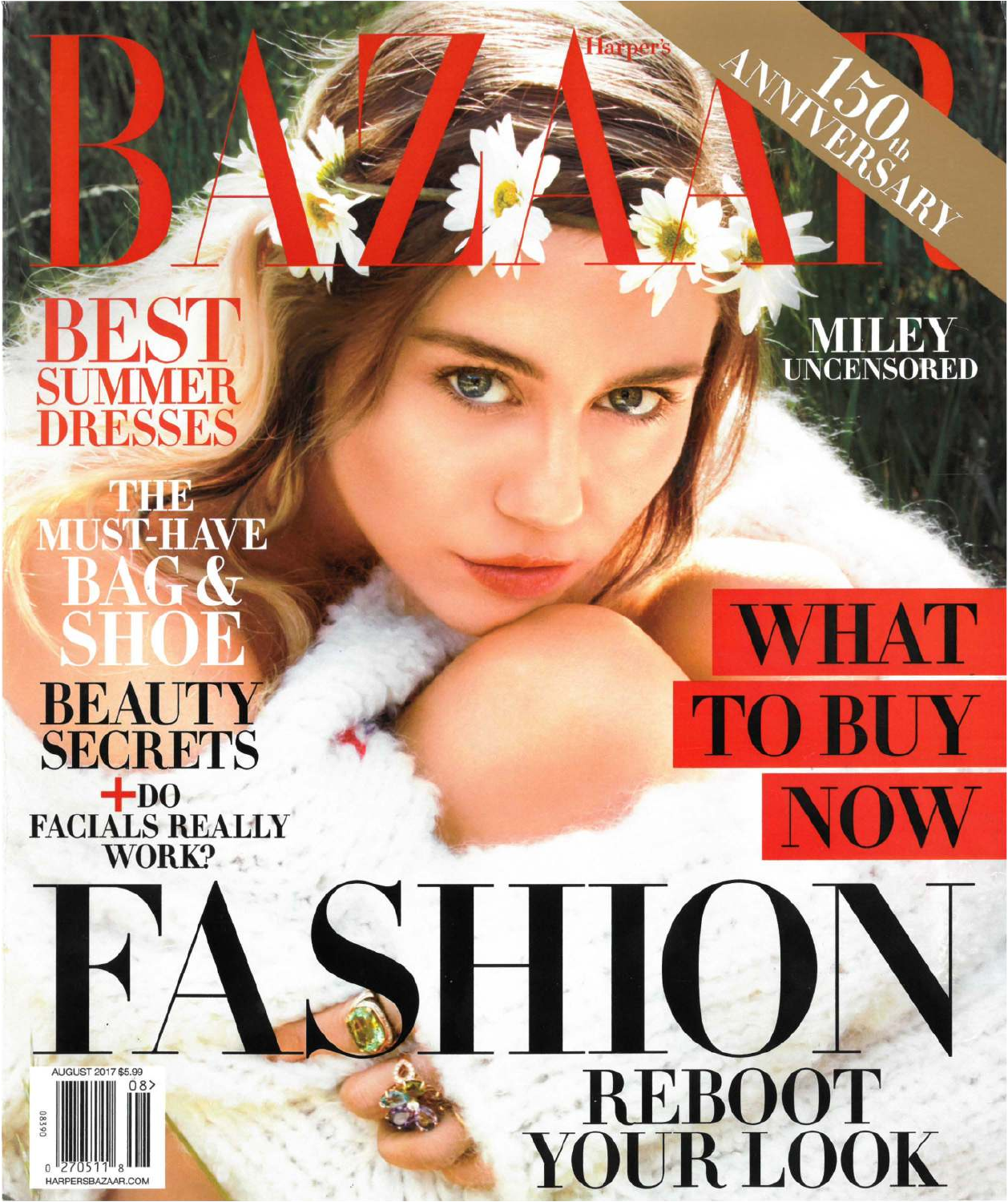Harper's

# BAZAAR

150th ANNIVERSARY

MILEY UNCENSORED

**BEST SUMMER DRESSES**

**THE MUST-HAVE BAG & SHOE**

**BEAUTY SECRETS**

**+ DO FACIALS REALLY WORK?**

**WHAT TO BUY NOW**

# FASHION

**REBOOT YOUR LOOK**

AUGUST 2017 $5.99

08>

0 270511 8

08590

HARPERSBAZAAR.COM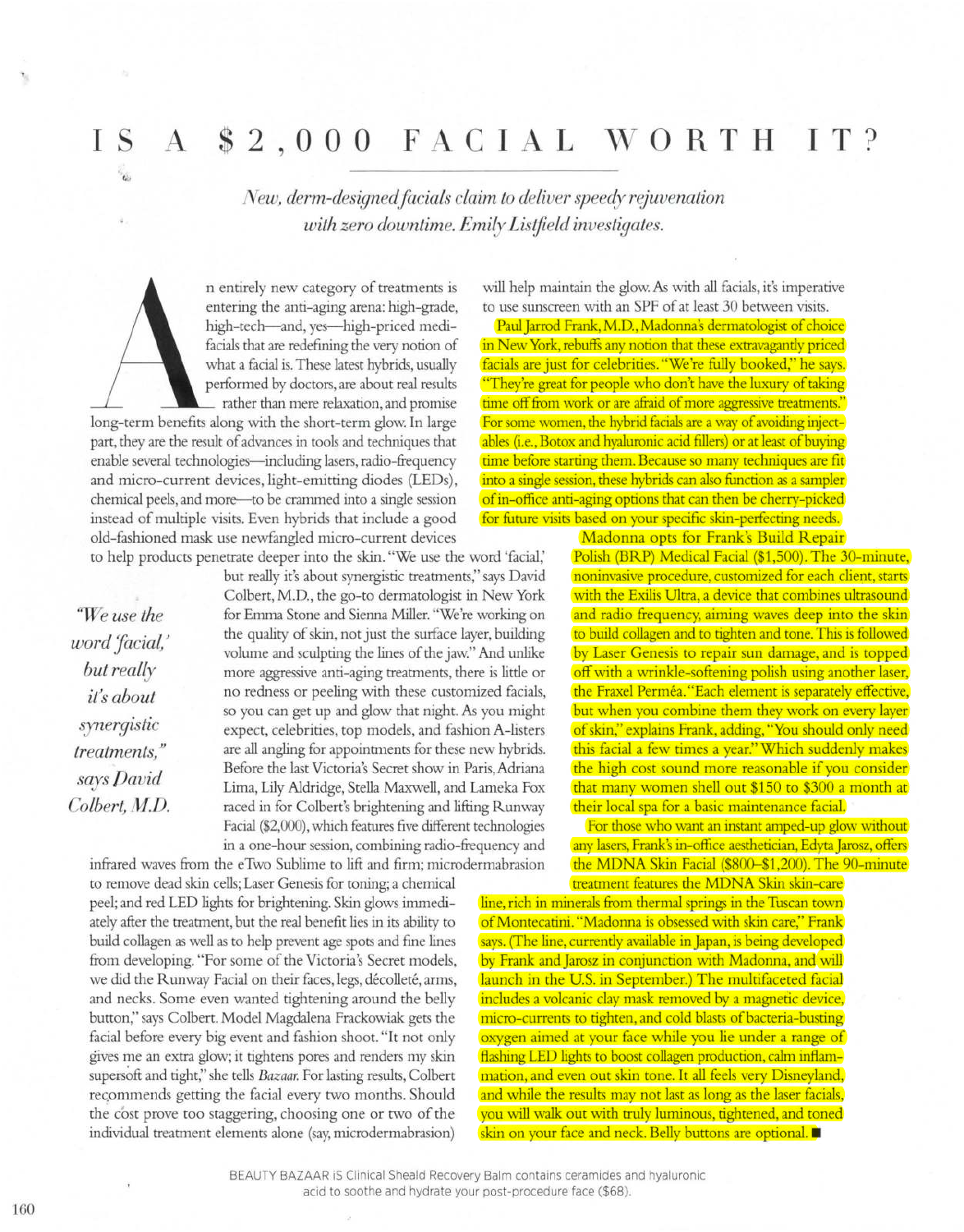# IS A $2,000 FACIAL WORTH IT?

*New, derm-designed facials claim to deliver speedy rejuvenation with zero downtime. Emily Listfield investigates.*

An entirely new category of treatments is entering the anti-aging arena: high-grade, high-tech—and, yes—high-priced medi-facials that are redefining the very notion of what a facial is. These latest hybrids, usually performed by doctors, are about real results rather than mere relaxation, and promise long-term benefits along with the short-term glow. In large part, they are the result of advances in tools and techniques that enable several technologies—including lasers, radio-frequency and micro-current devices, light-emitting diodes (LEDs), chemical peels, and more—to be crammed into a single session instead of multiple visits. Even hybrids that include a good old-fashioned mask use newfangled micro-current devices to help products penetrate deeper into the skin. "We use the word 'facial,' but really it's about synergistic treatments," says David Colbert, M.D., the go-to dermatologist in New York for Emma Stone and Sienna Miller. "We're working on the quality of skin, not just the surface layer, building volume and sculpting the lines of the jaw." And unlike more aggressive anti-aging treatments, there is little or no redness or peeling with these customized facials, so you can get up and glow that night. As you might expect, celebrities, top models, and fashion A-listers are all angling for appointments for these new hybrids. Before the last Victoria's Secret show in Paris, Adriana Lima, Lily Aldridge, Stella Maxwell, and Lameka Fox raced in for Colbert's brightening and lifting Runway Facial ($2,000), which features five different technologies in a one-hour session, combining radio-frequency and infrared waves from the eTwo Sublime to lift and firm; microdermabrasion to remove dead skin cells; Laser Genesis for toning; a chemical peel; and red LED lights for brightening. Skin glows immediately after the treatment, but the real benefit lies in its ability to build collagen as well as to help prevent age spots and fine lines from developing. "For some of the Victoria's Secret models, we did the Runway Facial on their faces, legs, décolleté, arms, and necks. Some even wanted tightening around the belly button," says Colbert. Model Magdalena Frackowiak gets the facial before every big event and fashion shoot. "It not only gives me an extra glow; it tightens pores and renders my skin supersoft and tight," she tells *Bazaar*. For lasting results, Colbert recommends getting the facial every two months. Should the cost prove too staggering, choosing one or two of the individual treatment elements alone (say, microdermabrasion) will help maintain the glow. As with all facials, it's imperative to use sunscreen with an SPF of at least 30 between visits.

*"We use the word 'facial,' but really it's about synergistic treatments," says David Colbert, M.D.*

Paul Jarrod Frank, M.D., Madonna's dermatologist of choice in New York, rebuffs any notion that these extravagantly priced facials are just for celebrities. "We're fully booked," he says. "They're great for people who don't have the luxury of taking time off from work or are afraid of more aggressive treatments." For some women, the hybrid facials are a way of avoiding injectables (i.e., Botox and hyaluronic acid fillers) or at least of buying time before starting them. Because so many techniques are fit into a single session, these hybrids can also function as a sampler of in-office anti-aging options that can then be cherry-picked for future visits based on your specific skin-perfecting needs.

Madonna opts for Frank's Build Repair Polish (BRP) Medical Facial ($1,500). The 30-minute, noninvasive procedure, customized for each client, starts with the Exilis Ultra, a device that combines ultrasound and radio frequency, aiming waves deep into the skin to build collagen and to tighten and tone. This is followed by Laser Genesis to repair sun damage, and is topped off with a wrinkle-softening polish using another laser, the Fraxel Perméa. "Each element is separately effective, but when you combine them they work on every layer of skin," explains Frank, adding, "You should only need this facial a few times a year." Which suddenly makes the high cost sound more reasonable if you consider that many women shell out $150 to $300 a month at their local spa for a basic maintenance facial.

For those who want an instant amped-up glow without any lasers, Frank's in-office aesthetician, Edyta Jarosz, offers the MDNA Skin Facial ($800–$1,200). The 90-minute treatment features the MDNA Skin skin-care line, rich in minerals from thermal springs in the Tuscan town of Montecatini. "Madonna is obsessed with skin care," Frank says. (The line, currently available in Japan, is being developed by Frank and Jarosz in conjunction with Madonna, and will launch in the U.S. in September.) The multifaceted facial includes a volcanic clay mask removed by a magnetic device, micro-currents to tighten, and cold blasts of bacteria-busting oxygen aimed at your face while you lie under a range of flashing LED lights to boost collagen production, calm inflammation, and even out skin tone. It all feels very Disneyland, and while the results may not last as long as the laser facials, you will walk out with truly luminous, tightened, and toned skin on your face and neck. Belly buttons are optional. ■

BEAUTY BAZAAR iS Clinical Sheald Recovery Balm contains ceramides and hyaluronic acid to soothe and hydrate your post-procedure face ($68).